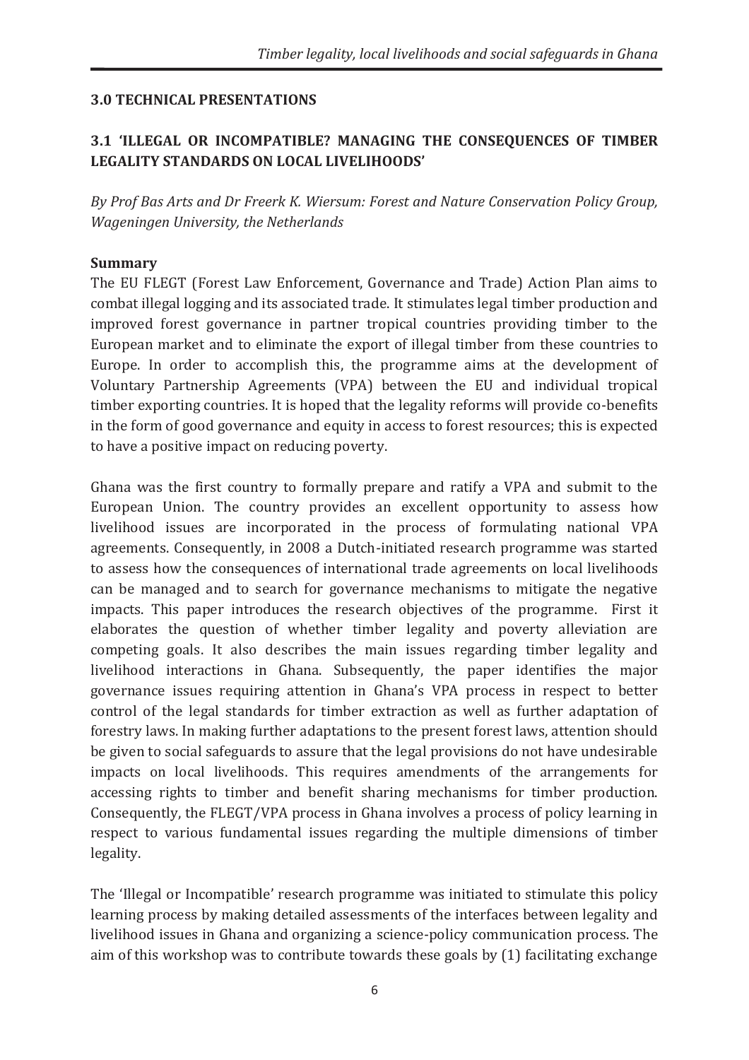## 3.0 TECHNICAL PRESENTATIONS

### 3.1 'ILLEGAL OR INCOMPATIBLE? MANAGING THE CONSEQUENCES OF TIMBER LEGALITY STANDARDS ON LOCAL LIVELIHOODS'

*By Prof Bas Arts and Dr Freerk K. Wiersum: Forest and Nature Conservation Policy Group, Wageningen University, the Netherlands*

**Summary**

The EU FLEGT (Forest Law Enforcement, Governance and Trade) Action Plan aims to combat illegal logging and its associated trade. It stimulates legal timber production and improved forest governance in partner tropical countries providing timber to the European market and to eliminate the export of illegal timber from these countries to Europe. In order to accomplish this, the programme aims at the development of Voluntary Partnership Agreements (VPA) between the EU and individual tropical timber exporting countries. It is hoped that the legality reforms will provide co-benefits in the form of good governance and equity in access to forest resources; this is expected to have a positive impact on reducing poverty.

Ghana was the first country to formally prepare and ratify a VPA and submit to the European Union. The country provides an excellent opportunity to assess how livelihood issues are incorporated in the process of formulating national VPA agreements. Consequently, in 2008 a Dutch-initiated research programme was started to assess how the consequences of international trade agreements on local livelihoods can be managed and to search for governance mechanisms to mitigate the negative impacts. This paper introduces the research objectives of the programme. First it elaborates the question of whether timber legality and poverty alleviation are competing goals. It also describes the main issues regarding timber legality and livelihood interactions in Ghana. Subsequently, the paper identifies the major governance issues requiring attention in Ghana's VPA process in respect to better control of the legal standards for timber extraction as well as further adaptation of forestry laws. In making further adaptations to the present forest laws, attention should be given to social safeguards to assure that the legal provisions do not have undesirable impacts on local livelihoods. This requires amendments of the arrangements for accessing rights to timber and benefit sharing mechanisms for timber production. Consequently, the FLEGT/VPA process in Ghana involves a process of policy learning in respect to various fundamental issues regarding the multiple dimensions of timber legality.

The 'Illegal or Incompatible' research programme was initiated to stimulate this policy learning process by making detailed assessments of the interfaces between legality and livelihood issues in Ghana and organizing a science-policy communication process. The aim of this workshop was to contribute towards these goals by (1) facilitating exchange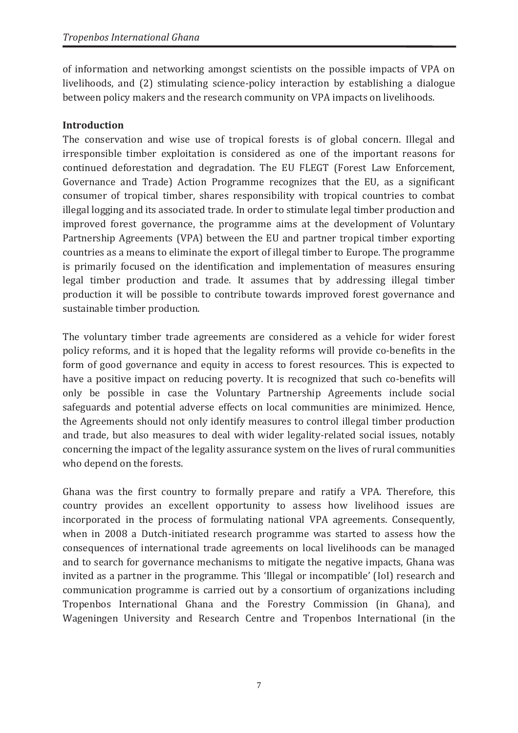of information and networking amongst scientists on the possible impacts of VPA on livelihoods, and (2) stimulating science-policy interaction by establishing a dialogue between policy makers and the research community on VPA impacts on livelihoods.

**Introduction**

The conservation and wise use of tropical forests is of global concern. Illegal and irresponsible timber exploitation is considered as one of the important reasons for continued deforestation and degradation. The EU FLEGT (Forest Law Enforcement, Governance and Trade) Action Programme recognizes that the EU, as a significant consumer of tropical timber, shares responsibility with tropical countries to combat illegal logging and its associated trade. In order to stimulate legal timber production and improved forest governance, the programme aims at the development of Voluntary Partnership Agreements (VPA) between the EU and partner tropical timber exporting countries as a means to eliminate the export of illegal timber to Europe. The programme is primarily focused on the identification and implementation of measures ensuring legal timber production and trade. It assumes that by addressing illegal timber production it will be possible to contribute towards improved forest governance and sustainable timber production.

The voluntary timber trade agreements are considered as a vehicle for wider forest policy reforms, and it is hoped that the legality reforms will provide co-benefits in the form of good governance and equity in access to forest resources. This is expected to have a positive impact on reducing poverty. It is recognized that such co-benefits will only be possible in case the Voluntary Partnership Agreements include social safeguards and potential adverse effects on local communities are minimized. Hence, the Agreements should not only identify measures to control illegal timber production and trade, but also measures to deal with wider legality-related social issues, notably concerning the impact of the legality assurance system on the lives of rural communities who depend on the forests.

Ghana was the first country to formally prepare and ratify a VPA. Therefore, this country provides an excellent opportunity to assess how livelihood issues are incorporated in the process of formulating national VPA agreements. Consequently, when in 2008 a Dutch-initiated research programme was started to assess how the consequences of international trade agreements on local livelihoods can be managed and to search for governance mechanisms to mitigate the negative impacts, Ghana was invited as a partner in the programme. This 'Illegal or incompatible' (IoI) research and communication programme is carried out by a consortium of organizations including Tropenbos International Ghana and the Forestry Commission (in Ghana), and Wageningen University and Research Centre and Tropenbos International (in the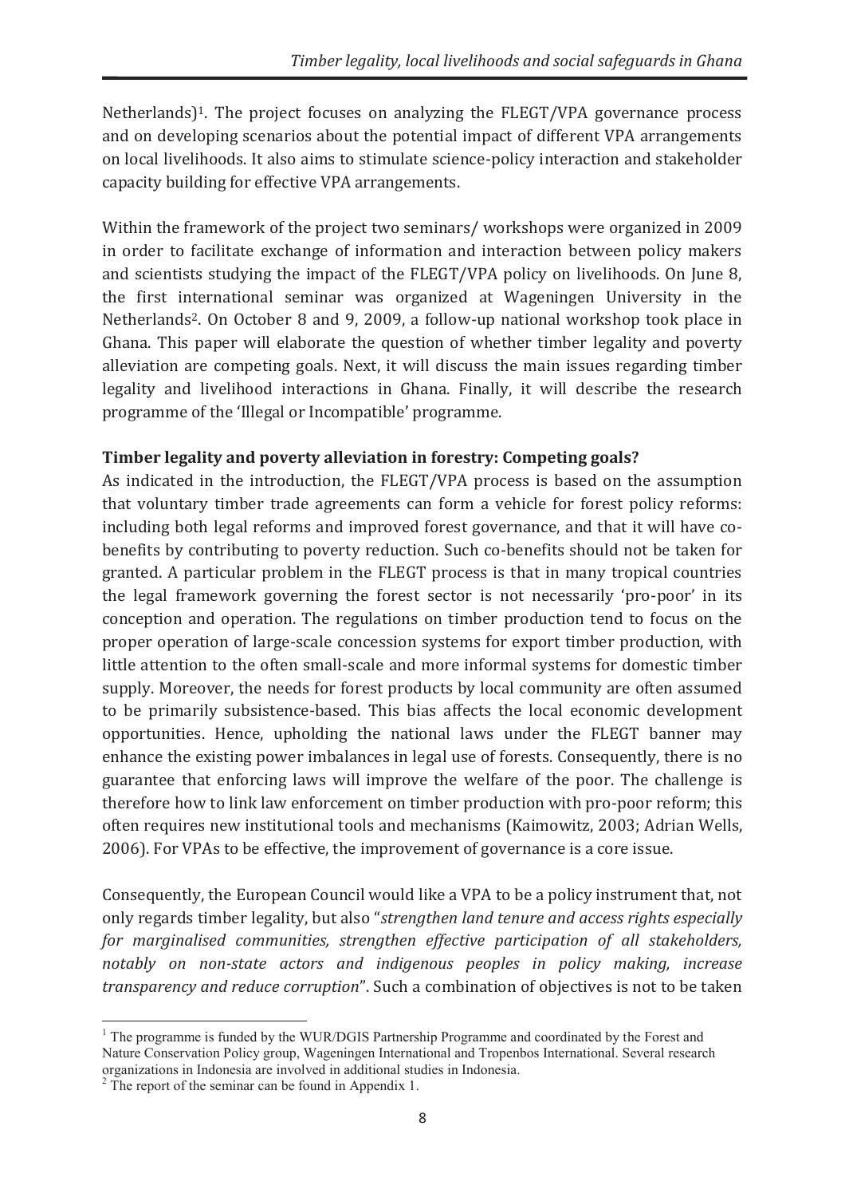Netherlands)[1]. The project focuses on analyzing the FLEGT/VPA governance process and on developing scenarios about the potential impact of different VPA arrangements on local livelihoods. It also aims to stimulate science-policy interaction and stakeholder capacity building for effective VPA arrangements.

Within the framework of the project two seminars/ workshops were organized in 2009 in order to facilitate exchange of information and interaction between policy makers and scientists studying the impact of the FLEGT/VPA policy on livelihoods. On June 8, the first international seminar was organized at Wageningen University in the Netherlands[2]. On October 8 and 9, 2009, a follow-up national workshop took place in Ghana. This paper will elaborate the question of whether timber legality and poverty alleviation are competing goals. Next, it will discuss the main issues regarding timber legality and livelihood interactions in Ghana. Finally, it will describe the research programme of the 'Illegal or Incompatible' programme.

**Timber legality and poverty alleviation in forestry: Competing goals?**

As indicated in the introduction, the FLEGT/VPA process is based on the assumption that voluntary timber trade agreements can form a vehicle for forest policy reforms: including both legal reforms and improved forest governance, and that it will have co-benefits by contributing to poverty reduction. Such co-benefits should not be taken for granted. A particular problem in the FLEGT process is that in many tropical countries the legal framework governing the forest sector is not necessarily 'pro-poor' in its conception and operation. The regulations on timber production tend to focus on the proper operation of large-scale concession systems for export timber production, with little attention to the often small-scale and more informal systems for domestic timber supply. Moreover, the needs for forest products by local community are often assumed to be primarily subsistence-based. This bias affects the local economic development opportunities. Hence, upholding the national laws under the FLEGT banner may enhance the existing power imbalances in legal use of forests. Consequently, there is no guarantee that enforcing laws will improve the welfare of the poor. The challenge is therefore how to link law enforcement on timber production with pro-poor reform; this often requires new institutional tools and mechanisms (Kaimowitz, 2003; Adrian Wells, 2006). For VPAs to be effective, the improvement of governance is a core issue.

Consequently, the European Council would like a VPA to be a policy instrument that, not only regards timber legality, but also "*strengthen land tenure and access rights especially for marginalised communities, strengthen effective participation of all stakeholders, notably on non-state actors and indigenous peoples in policy making, increase transparency and reduce corruption*". Such a combination of objectives is not to be taken

---

[1] The programme is funded by the WUR/DGIS Partnership Programme and coordinated by the Forest and Nature Conservation Policy group, Wageningen International and Tropenbos International. Several research organizations in Indonesia are involved in additional studies in Indonesia.

[2] The report of the seminar can be found in Appendix 1.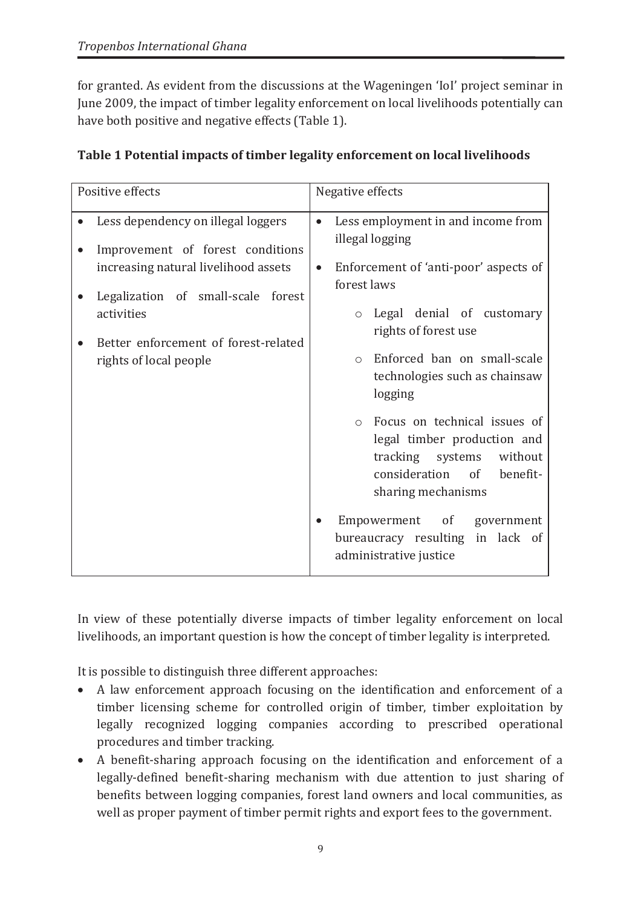for granted. As evident from the discussions at the Wageningen 'IoI' project seminar in June 2009, the impact of timber legality enforcement on local livelihoods potentially can have both positive and negative effects (Table 1).

**Table 1 Potential impacts of timber legality enforcement on local livelihoods**

| Positive effects | Negative effects |
|---|---|
| • Less dependency on illegal loggers<br>• Improvement of forest conditions increasing natural livelihood assets<br>• Legalization of small-scale forest activities<br>• Better enforcement of forest-related rights of local people | • Less employment in and income from illegal logging<br>• Enforcement of 'anti-poor' aspects of forest laws<br>&nbsp;&nbsp;&nbsp;&nbsp;o Legal denial of customary rights of forest use<br>&nbsp;&nbsp;&nbsp;&nbsp;o Enforced ban on small-scale technologies such as chainsaw logging<br>&nbsp;&nbsp;&nbsp;&nbsp;o Focus on technical issues of legal timber production and tracking systems without consideration of benefit-sharing mechanisms<br>• Empowerment of government bureaucracy resulting in lack of administrative justice |

In view of these potentially diverse impacts of timber legality enforcement on local livelihoods, an important question is how the concept of timber legality is interpreted.

It is possible to distinguish three different approaches:

- A law enforcement approach focusing on the identification and enforcement of a timber licensing scheme for controlled origin of timber, timber exploitation by legally recognized logging companies according to prescribed operational procedures and timber tracking.
- A benefit-sharing approach focusing on the identification and enforcement of a legally-defined benefit-sharing mechanism with due attention to just sharing of benefits between logging companies, forest land owners and local communities, as well as proper payment of timber permit rights and export fees to the government.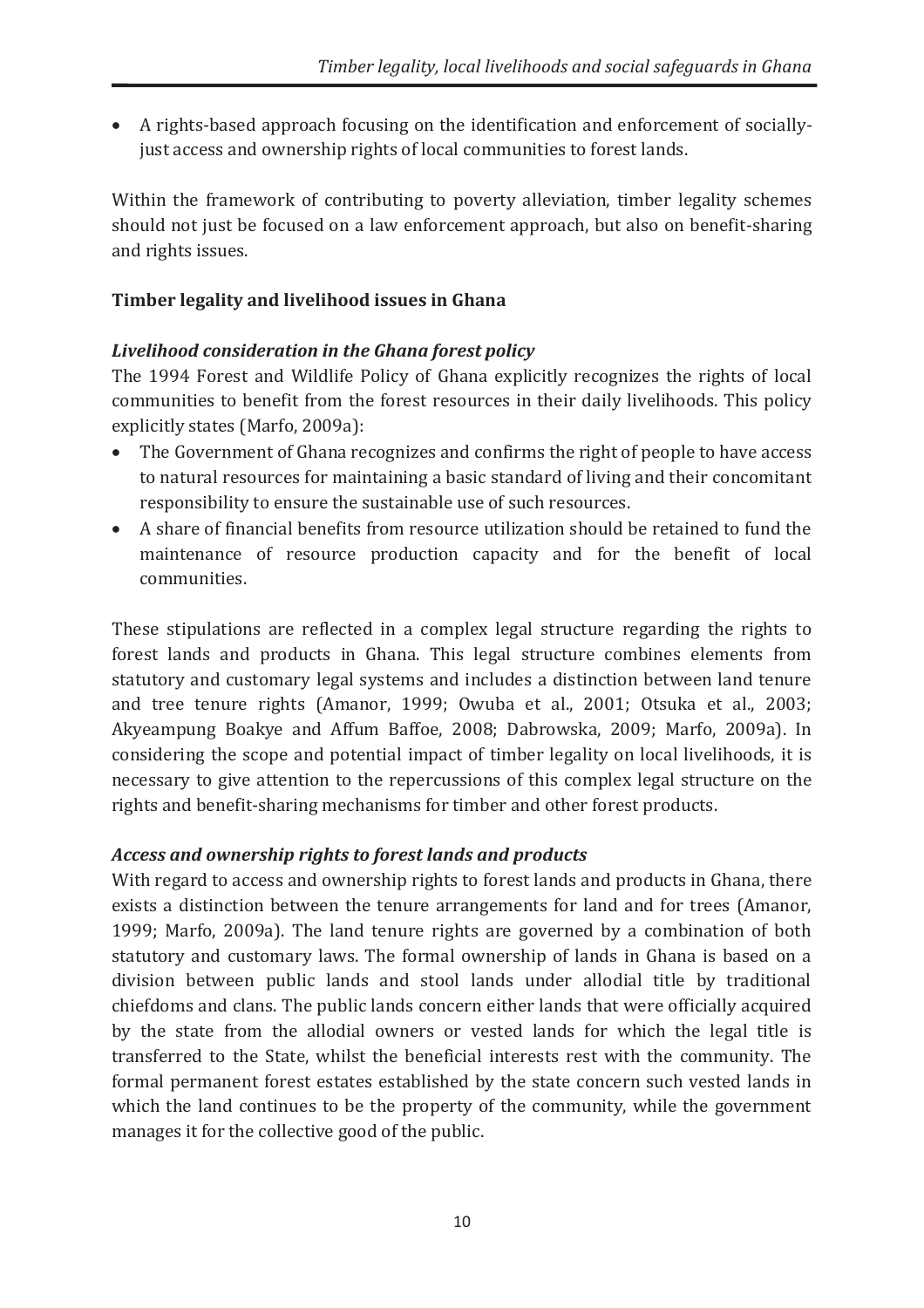- A rights-based approach focusing on the identification and enforcement of socially-just access and ownership rights of local communities to forest lands.

Within the framework of contributing to poverty alleviation, timber legality schemes should not just be focused on a law enforcement approach, but also on benefit-sharing and rights issues.

**Timber legality and livelihood issues in Ghana**

***Livelihood consideration in the Ghana forest policy***

The 1994 Forest and Wildlife Policy of Ghana explicitly recognizes the rights of local communities to benefit from the forest resources in their daily livelihoods. This policy explicitly states (Marfo, 2009a):

- The Government of Ghana recognizes and confirms the right of people to have access to natural resources for maintaining a basic standard of living and their concomitant responsibility to ensure the sustainable use of such resources.
- A share of financial benefits from resource utilization should be retained to fund the maintenance of resource production capacity and for the benefit of local communities.

These stipulations are reflected in a complex legal structure regarding the rights to forest lands and products in Ghana. This legal structure combines elements from statutory and customary legal systems and includes a distinction between land tenure and tree tenure rights (Amanor, 1999; Owuba et al., 2001; Otsuka et al., 2003; Akyeampung Boakye and Affum Baffoe, 2008; Dabrowska, 2009; Marfo, 2009a). In considering the scope and potential impact of timber legality on local livelihoods, it is necessary to give attention to the repercussions of this complex legal structure on the rights and benefit-sharing mechanisms for timber and other forest products.

***Access and ownership rights to forest lands and products***

With regard to access and ownership rights to forest lands and products in Ghana, there exists a distinction between the tenure arrangements for land and for trees (Amanor, 1999; Marfo, 2009a). The land tenure rights are governed by a combination of both statutory and customary laws. The formal ownership of lands in Ghana is based on a division between public lands and stool lands under allodial title by traditional chiefdoms and clans. The public lands concern either lands that were officially acquired by the state from the allodial owners or vested lands for which the legal title is transferred to the State, whilst the beneficial interests rest with the community. The formal permanent forest estates established by the state concern such vested lands in which the land continues to be the property of the community, while the government manages it for the collective good of the public.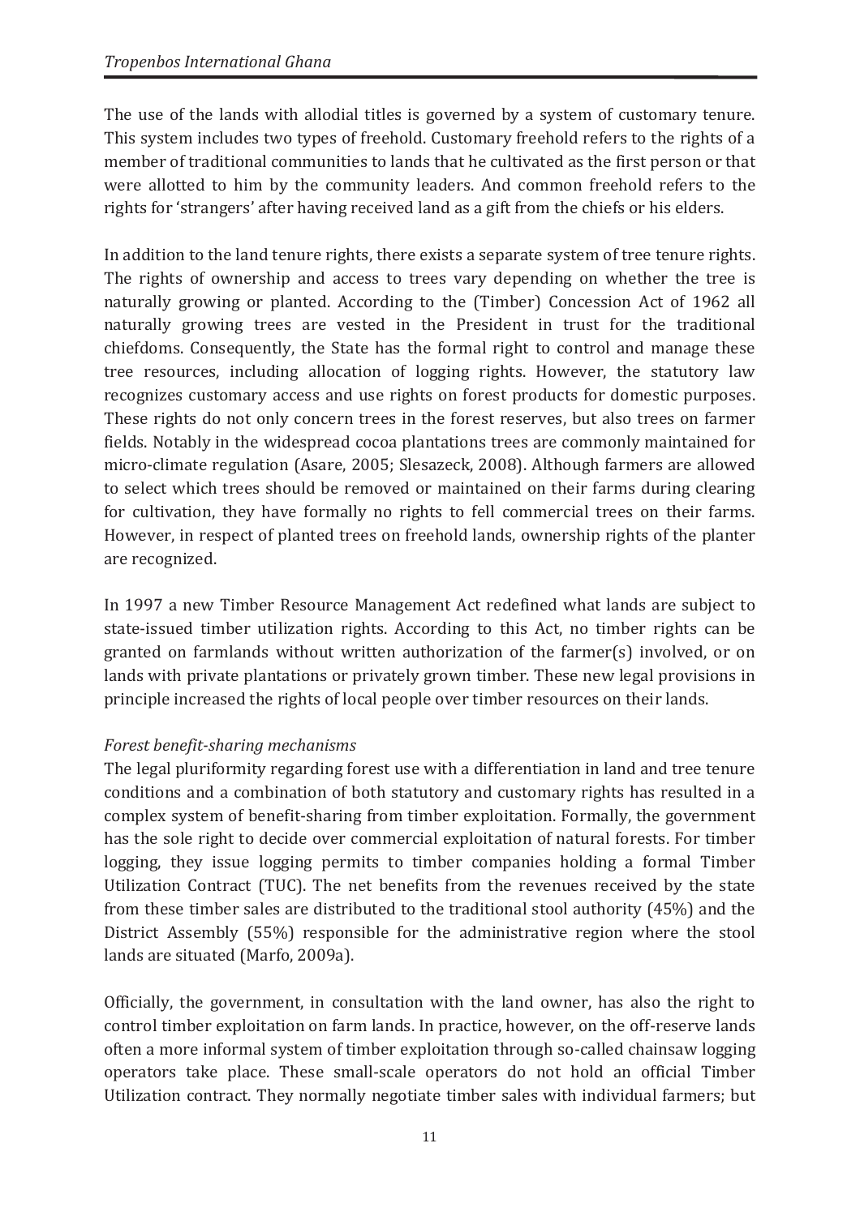The use of the lands with allodial titles is governed by a system of customary tenure. This system includes two types of freehold. Customary freehold refers to the rights of a member of traditional communities to lands that he cultivated as the first person or that were allotted to him by the community leaders. And common freehold refers to the rights for 'strangers' after having received land as a gift from the chiefs or his elders.

In addition to the land tenure rights, there exists a separate system of tree tenure rights. The rights of ownership and access to trees vary depending on whether the tree is naturally growing or planted. According to the (Timber) Concession Act of 1962 all naturally growing trees are vested in the President in trust for the traditional chiefdoms. Consequently, the State has the formal right to control and manage these tree resources, including allocation of logging rights. However, the statutory law recognizes customary access and use rights on forest products for domestic purposes. These rights do not only concern trees in the forest reserves, but also trees on farmer fields. Notably in the widespread cocoa plantations trees are commonly maintained for micro-climate regulation (Asare, 2005; Slesazeck, 2008). Although farmers are allowed to select which trees should be removed or maintained on their farms during clearing for cultivation, they have formally no rights to fell commercial trees on their farms. However, in respect of planted trees on freehold lands, ownership rights of the planter are recognized.

In 1997 a new Timber Resource Management Act redefined what lands are subject to state-issued timber utilization rights. According to this Act, no timber rights can be granted on farmlands without written authorization of the farmer(s) involved, or on lands with private plantations or privately grown timber. These new legal provisions in principle increased the rights of local people over timber resources on their lands.

*Forest benefit-sharing mechanisms*

The legal pluriformity regarding forest use with a differentiation in land and tree tenure conditions and a combination of both statutory and customary rights has resulted in a complex system of benefit-sharing from timber exploitation. Formally, the government has the sole right to decide over commercial exploitation of natural forests. For timber logging, they issue logging permits to timber companies holding a formal Timber Utilization Contract (TUC). The net benefits from the revenues received by the state from these timber sales are distributed to the traditional stool authority (45%) and the District Assembly (55%) responsible for the administrative region where the stool lands are situated (Marfo, 2009a).

Officially, the government, in consultation with the land owner, has also the right to control timber exploitation on farm lands. In practice, however, on the off-reserve lands often a more informal system of timber exploitation through so-called chainsaw logging operators take place. These small-scale operators do not hold an official Timber Utilization contract. They normally negotiate timber sales with individual farmers; but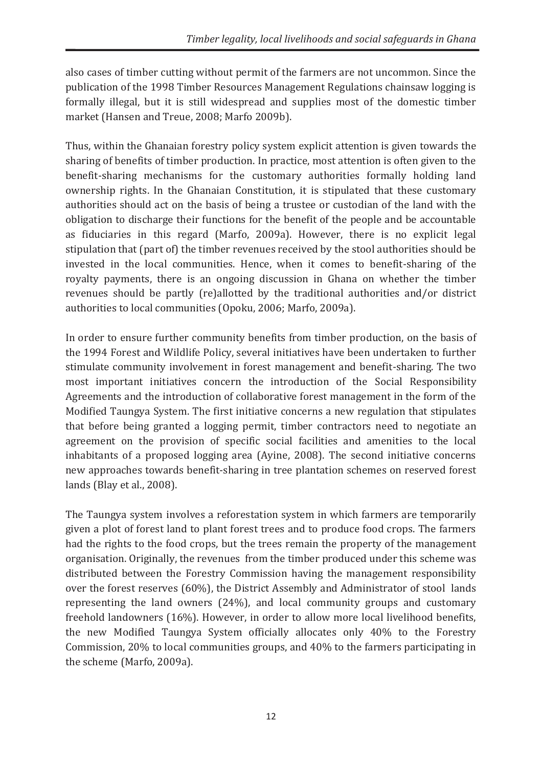also cases of timber cutting without permit of the farmers are not uncommon. Since the publication of the 1998 Timber Resources Management Regulations chainsaw logging is formally illegal, but it is still widespread and supplies most of the domestic timber market (Hansen and Treue, 2008; Marfo 2009b).

Thus, within the Ghanaian forestry policy system explicit attention is given towards the sharing of benefits of timber production. In practice, most attention is often given to the benefit-sharing mechanisms for the customary authorities formally holding land ownership rights. In the Ghanaian Constitution, it is stipulated that these customary authorities should act on the basis of being a trustee or custodian of the land with the obligation to discharge their functions for the benefit of the people and be accountable as fiduciaries in this regard (Marfo, 2009a). However, there is no explicit legal stipulation that (part of) the timber revenues received by the stool authorities should be invested in the local communities. Hence, when it comes to benefit-sharing of the royalty payments, there is an ongoing discussion in Ghana on whether the timber revenues should be partly (re)allotted by the traditional authorities and/or district authorities to local communities (Opoku, 2006; Marfo, 2009a).

In order to ensure further community benefits from timber production, on the basis of the 1994 Forest and Wildlife Policy, several initiatives have been undertaken to further stimulate community involvement in forest management and benefit-sharing. The two most important initiatives concern the introduction of the Social Responsibility Agreements and the introduction of collaborative forest management in the form of the Modified Taungya System. The first initiative concerns a new regulation that stipulates that before being granted a logging permit, timber contractors need to negotiate an agreement on the provision of specific social facilities and amenities to the local inhabitants of a proposed logging area (Ayine, 2008). The second initiative concerns new approaches towards benefit-sharing in tree plantation schemes on reserved forest lands (Blay et al., 2008).

The Taungya system involves a reforestation system in which farmers are temporarily given a plot of forest land to plant forest trees and to produce food crops. The farmers had the rights to the food crops, but the trees remain the property of the management organisation. Originally, the revenues from the timber produced under this scheme was distributed between the Forestry Commission having the management responsibility over the forest reserves (60%), the District Assembly and Administrator of stool lands representing the land owners (24%), and local community groups and customary freehold landowners (16%). However, in order to allow more local livelihood benefits, the new Modified Taungya System officially allocates only 40% to the Forestry Commission, 20% to local communities groups, and 40% to the farmers participating in the scheme (Marfo, 2009a).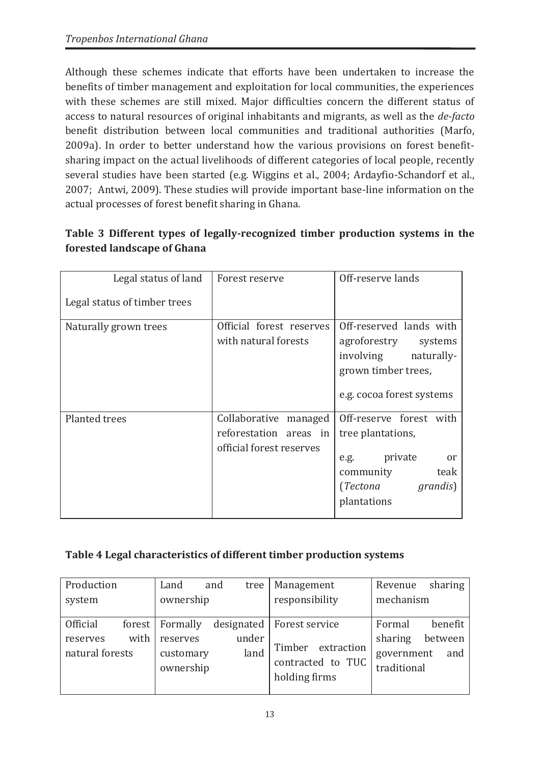Although these schemes indicate that efforts have been undertaken to increase the benefits of timber management and exploitation for local communities, the experiences with these schemes are still mixed. Major difficulties concern the different status of access to natural resources of original inhabitants and migrants, as well as the *de-facto* benefit distribution between local communities and traditional authorities (Marfo, 2009a). In order to better understand how the various provisions on forest benefit-sharing impact on the actual livelihoods of different categories of local people, recently several studies have been started (e.g. Wiggins et al., 2004; Ardayfio-Schandorf et al., 2007; Antwi, 2009). These studies will provide important base-line information on the actual processes of forest benefit sharing in Ghana.

**Table 3 Different types of legally-recognized timber production systems in the forested landscape of Ghana**

| Legal status of land / Legal status of timber trees | Forest reserve | Off-reserve lands |
|---|---|---|
| Naturally grown trees | Official forest reserves with natural forests | Off-reserved lands with agroforestry systems involving naturally-grown timber trees, e.g. cocoa forest systems |
| Planted trees | Collaborative managed reforestation areas in official forest reserves | Off-reserve forest with tree plantations, e.g. private or community teak (*Tectona grandis*) plantations |

**Table 4 Legal characteristics of different timber production systems**

| Production system | Land and tree ownership | Management responsibility | Revenue sharing mechanism |
|---|---|---|---|
| Official forest reserves with natural forests | Formally designated reserves under customary land ownership | Forest service<br>Timber extraction contracted to TUC holding firms | Formal benefit sharing between government and traditional |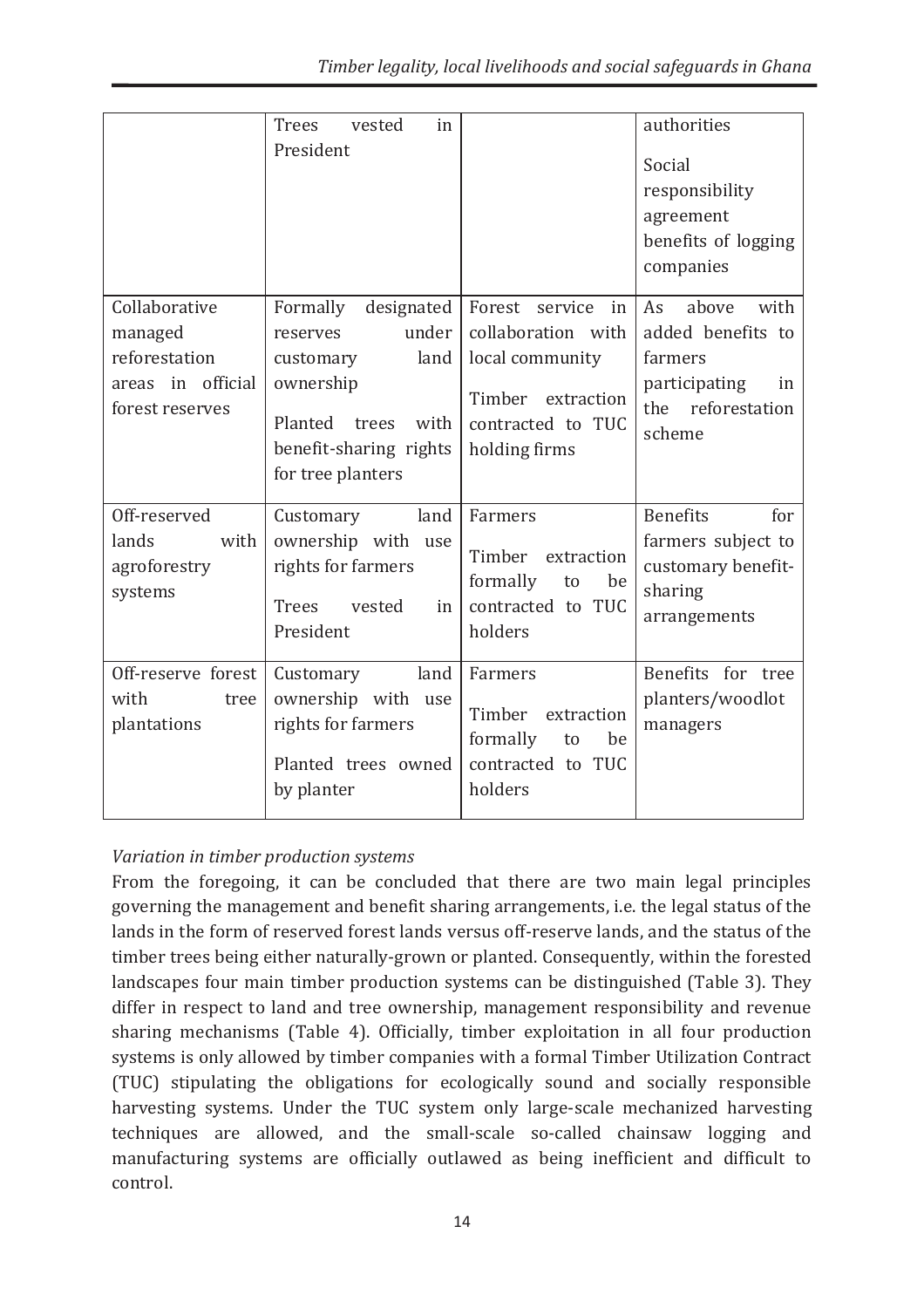| | | | |
|---|---|---|---|
| | Trees vested in President | | authorities<br><br>Social responsibility agreement benefits of logging companies |
| Collaborative managed reforestation areas in official forest reserves | Formally designated reserves under customary land ownership<br><br>Planted trees with benefit-sharing rights for tree planters | Forest service in collaboration with local community<br><br>Timber extraction contracted to TUC holding firms | As above with added benefits to farmers participating in the reforestation scheme |
| Off-reserved lands with agroforestry systems | Customary land ownership with use rights for farmers<br><br>Trees vested in President | Farmers<br><br>Timber extraction formally to be contracted to TUC holders | Benefits for farmers subject to customary benefit-sharing arrangements |
| Off-reserve forest with tree plantations | Customary land ownership with use rights for farmers<br><br>Planted trees owned by planter | Farmers<br><br>Timber extraction formally to be contracted to TUC holders | Benefits for tree planters/woodlot managers |

*Variation in timber production systems*

From the foregoing, it can be concluded that there are two main legal principles governing the management and benefit sharing arrangements, i.e. the legal status of the lands in the form of reserved forest lands versus off-reserve lands, and the status of the timber trees being either naturally-grown or planted. Consequently, within the forested landscapes four main timber production systems can be distinguished (Table 3). They differ in respect to land and tree ownership, management responsibility and revenue sharing mechanisms (Table 4). Officially, timber exploitation in all four production systems is only allowed by timber companies with a formal Timber Utilization Contract (TUC) stipulating the obligations for ecologically sound and socially responsible harvesting systems. Under the TUC system only large-scale mechanized harvesting techniques are allowed, and the small-scale so-called chainsaw logging and manufacturing systems are officially outlawed as being inefficient and difficult to control.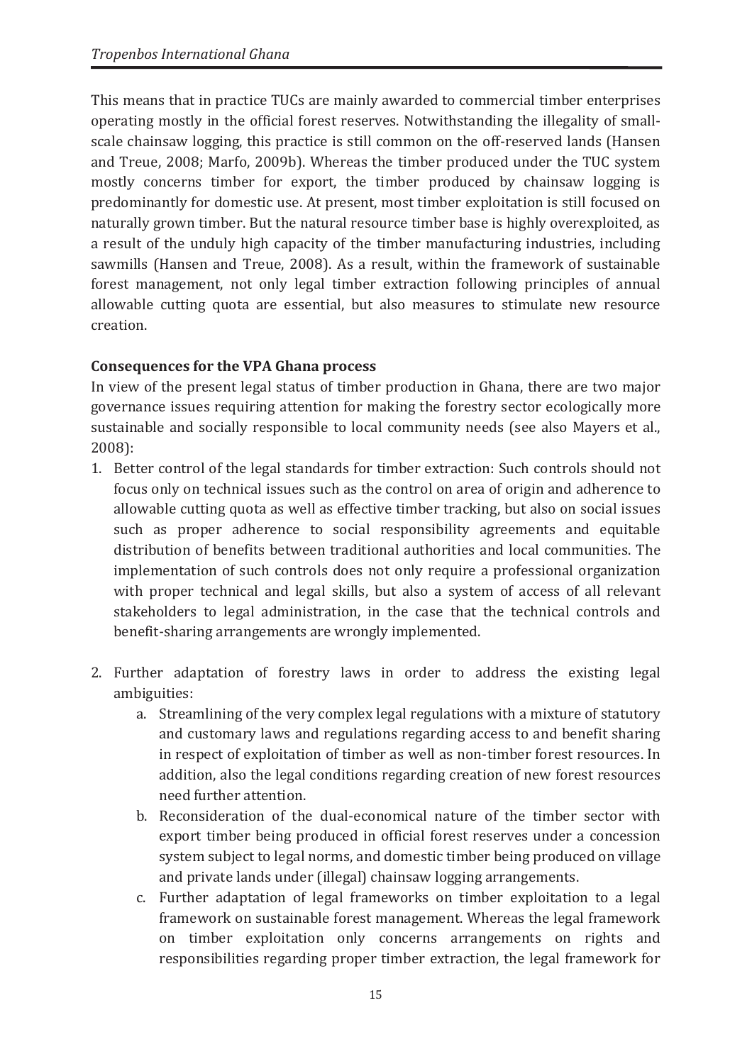This means that in practice TUCs are mainly awarded to commercial timber enterprises operating mostly in the official forest reserves. Notwithstanding the illegality of small-scale chainsaw logging, this practice is still common on the off-reserved lands (Hansen and Treue, 2008; Marfo, 2009b). Whereas the timber produced under the TUC system mostly concerns timber for export, the timber produced by chainsaw logging is predominantly for domestic use. At present, most timber exploitation is still focused on naturally grown timber. But the natural resource timber base is highly overexploited, as a result of the unduly high capacity of the timber manufacturing industries, including sawmills (Hansen and Treue, 2008). As a result, within the framework of sustainable forest management, not only legal timber extraction following principles of annual allowable cutting quota are essential, but also measures to stimulate new resource creation.

**Consequences for the VPA Ghana process**

In view of the present legal status of timber production in Ghana, there are two major governance issues requiring attention for making the forestry sector ecologically more sustainable and socially responsible to local community needs (see also Mayers et al., 2008):

1. Better control of the legal standards for timber extraction: Such controls should not focus only on technical issues such as the control on area of origin and adherence to allowable cutting quota as well as effective timber tracking, but also on social issues such as proper adherence to social responsibility agreements and equitable distribution of benefits between traditional authorities and local communities. The implementation of such controls does not only require a professional organization with proper technical and legal skills, but also a system of access of all relevant stakeholders to legal administration, in the case that the technical controls and benefit-sharing arrangements are wrongly implemented.

2. Further adaptation of forestry laws in order to address the existing legal ambiguities:
   a. Streamlining of the very complex legal regulations with a mixture of statutory and customary laws and regulations regarding access to and benefit sharing in respect of exploitation of timber as well as non-timber forest resources. In addition, also the legal conditions regarding creation of new forest resources need further attention.
   b. Reconsideration of the dual-economical nature of the timber sector with export timber being produced in official forest reserves under a concession system subject to legal norms, and domestic timber being produced on village and private lands under (illegal) chainsaw logging arrangements.
   c. Further adaptation of legal frameworks on timber exploitation to a legal framework on sustainable forest management. Whereas the legal framework on timber exploitation only concerns arrangements on rights and responsibilities regarding proper timber extraction, the legal framework for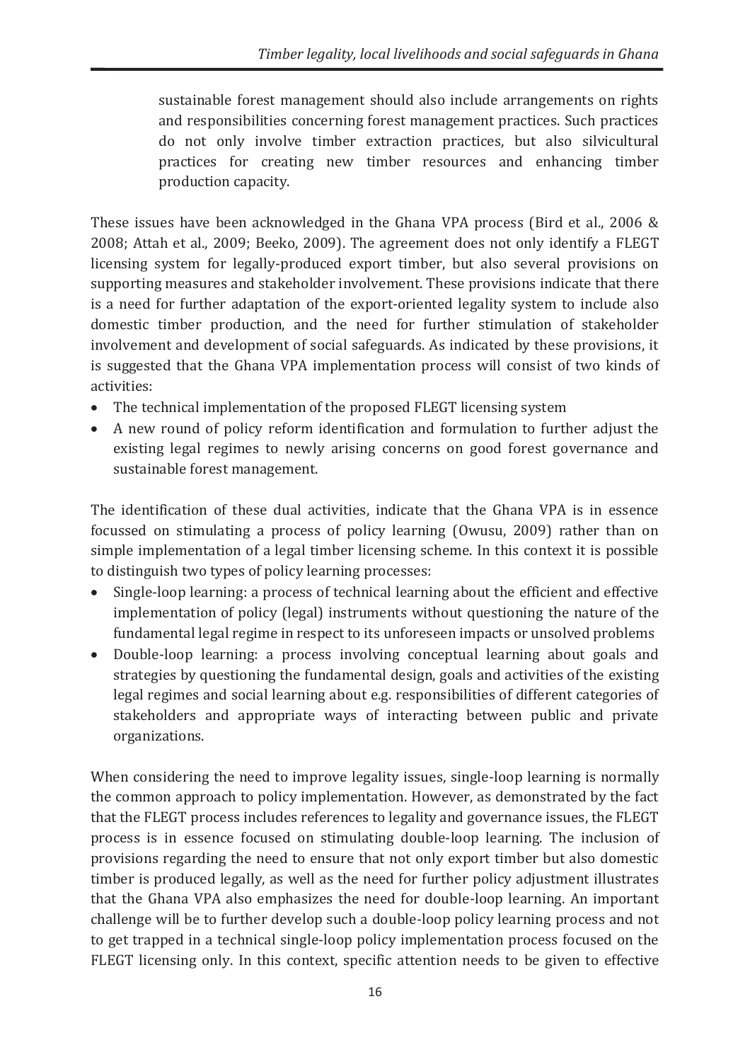sustainable forest management should also include arrangements on rights and responsibilities concerning forest management practices. Such practices do not only involve timber extraction practices, but also silvicultural practices for creating new timber resources and enhancing timber production capacity.

These issues have been acknowledged in the Ghana VPA process (Bird et al., 2006 & 2008; Attah et al., 2009; Beeko, 2009). The agreement does not only identify a FLEGT licensing system for legally-produced export timber, but also several provisions on supporting measures and stakeholder involvement. These provisions indicate that there is a need for further adaptation of the export-oriented legality system to include also domestic timber production, and the need for further stimulation of stakeholder involvement and development of social safeguards. As indicated by these provisions, it is suggested that the Ghana VPA implementation process will consist of two kinds of activities:

- The technical implementation of the proposed FLEGT licensing system
- A new round of policy reform identification and formulation to further adjust the existing legal regimes to newly arising concerns on good forest governance and sustainable forest management.

The identification of these dual activities, indicate that the Ghana VPA is in essence focussed on stimulating a process of policy learning (Owusu, 2009) rather than on simple implementation of a legal timber licensing scheme. In this context it is possible to distinguish two types of policy learning processes:

- Single-loop learning: a process of technical learning about the efficient and effective implementation of policy (legal) instruments without questioning the nature of the fundamental legal regime in respect to its unforeseen impacts or unsolved problems
- Double-loop learning: a process involving conceptual learning about goals and strategies by questioning the fundamental design, goals and activities of the existing legal regimes and social learning about e.g. responsibilities of different categories of stakeholders and appropriate ways of interacting between public and private organizations.

When considering the need to improve legality issues, single-loop learning is normally the common approach to policy implementation. However, as demonstrated by the fact that the FLEGT process includes references to legality and governance issues, the FLEGT process is in essence focused on stimulating double-loop learning. The inclusion of provisions regarding the need to ensure that not only export timber but also domestic timber is produced legally, as well as the need for further policy adjustment illustrates that the Ghana VPA also emphasizes the need for double-loop learning. An important challenge will be to further develop such a double-loop policy learning process and not to get trapped in a technical single-loop policy implementation process focused on the FLEGT licensing only. In this context, specific attention needs to be given to effective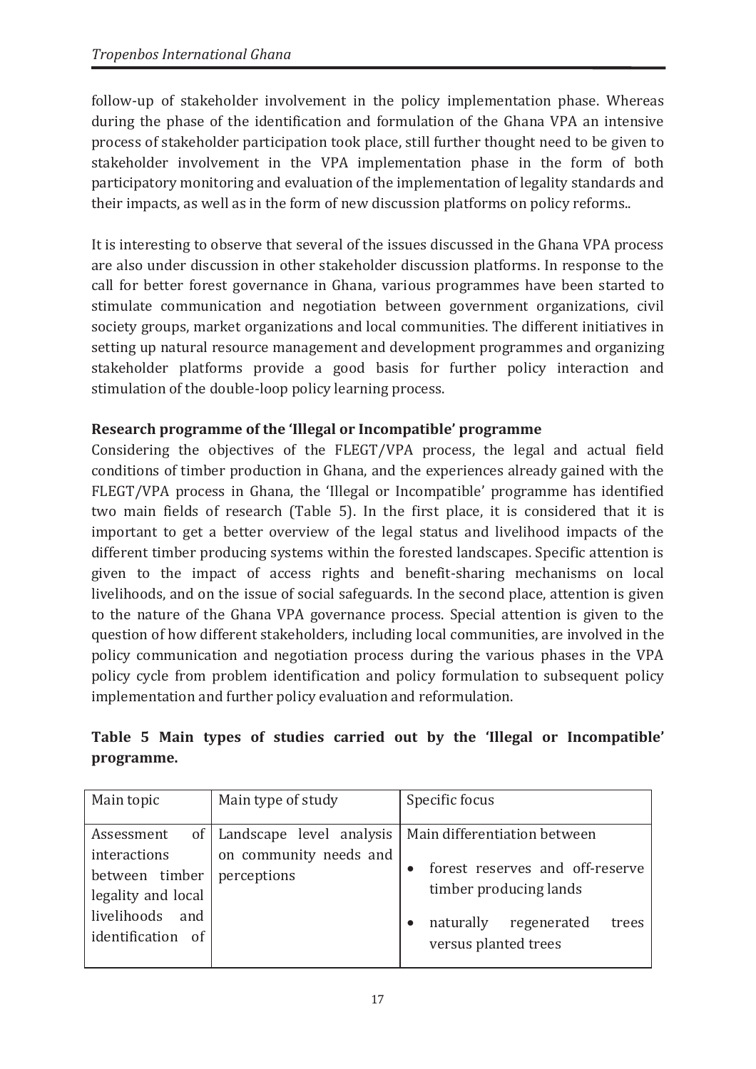follow-up of stakeholder involvement in the policy implementation phase. Whereas during the phase of the identification and formulation of the Ghana VPA an intensive process of stakeholder participation took place, still further thought need to be given to stakeholder involvement in the VPA implementation phase in the form of both participatory monitoring and evaluation of the implementation of legality standards and their impacts, as well as in the form of new discussion platforms on policy reforms..

It is interesting to observe that several of the issues discussed in the Ghana VPA process are also under discussion in other stakeholder discussion platforms. In response to the call for better forest governance in Ghana, various programmes have been started to stimulate communication and negotiation between government organizations, civil society groups, market organizations and local communities. The different initiatives in setting up natural resource management and development programmes and organizing stakeholder platforms provide a good basis for further policy interaction and stimulation of the double-loop policy learning process.

**Research programme of the 'Illegal or Incompatible' programme**

Considering the objectives of the FLEGT/VPA process, the legal and actual field conditions of timber production in Ghana, and the experiences already gained with the FLEGT/VPA process in Ghana, the 'Illegal or Incompatible' programme has identified two main fields of research (Table 5). In the first place, it is considered that it is important to get a better overview of the legal status and livelihood impacts of the different timber producing systems within the forested landscapes. Specific attention is given to the impact of access rights and benefit-sharing mechanisms on local livelihoods, and on the issue of social safeguards. In the second place, attention is given to the nature of the Ghana VPA governance process. Special attention is given to the question of how different stakeholders, including local communities, are involved in the policy communication and negotiation process during the various phases in the VPA policy cycle from problem identification and policy formulation to subsequent policy implementation and further policy evaluation and reformulation.

**Table 5 Main types of studies carried out by the 'Illegal or Incompatible' programme.**

| Main topic | Main type of study | Specific focus |
| --- | --- | --- |
| Assessment of interactions between timber legality and local livelihoods and identification of | Landscape level analysis on community needs and perceptions | Main differentiation between<br>• forest reserves and off-reserve timber producing lands<br>• naturally regenerated trees versus planted trees |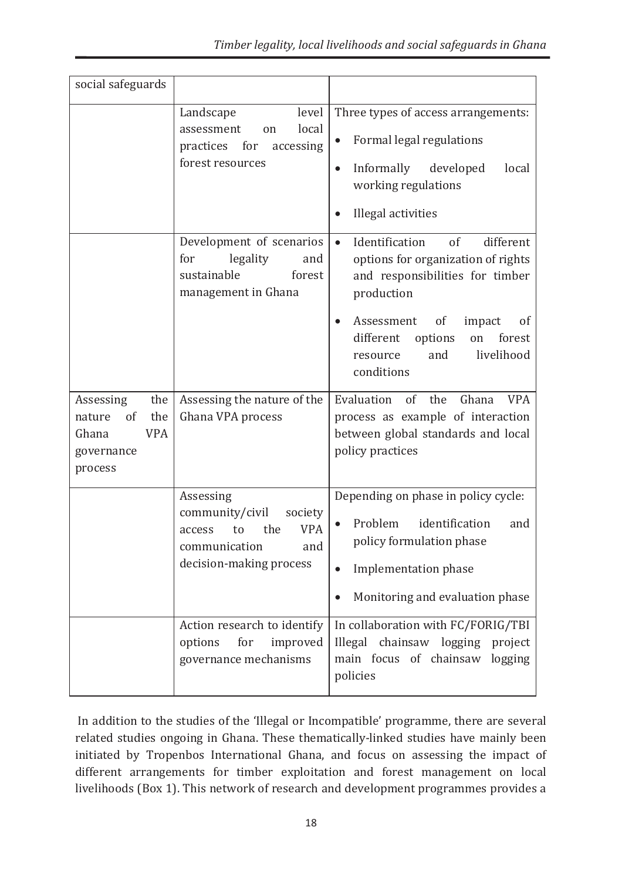| social safeguards | | |
|---|---|---|
| | Landscape level assessment on local practices for accessing forest resources | Three types of access arrangements:<br>• Formal legal regulations<br>• Informally developed local working regulations<br>• Illegal activities |
| | Development of scenarios for legality and sustainable forest management in Ghana | • Identification of different options for organization of rights and responsibilities for timber production<br>• Assessment of impact of different options on forest resource and livelihood conditions |
| Assessing the nature of the Ghana VPA governance process | Assessing the nature of the Ghana VPA process | Evaluation of the Ghana VPA process as example of interaction between global standards and local policy practices |
| | Assessing community/civil society access to the VPA communication and decision-making process | Depending on phase in policy cycle:<br>• Problem identification and policy formulation phase<br>• Implementation phase<br>• Monitoring and evaluation phase |
| | Action research to identify options for improved governance mechanisms | In collaboration with FC/FORIG/TBI Illegal chainsaw logging project main focus of chainsaw logging policies |

In addition to the studies of the 'Illegal or Incompatible' programme, there are several related studies ongoing in Ghana. These thematically-linked studies have mainly been initiated by Tropenbos International Ghana, and focus on assessing the impact of different arrangements for timber exploitation and forest management on local livelihoods (Box 1). This network of research and development programmes provides a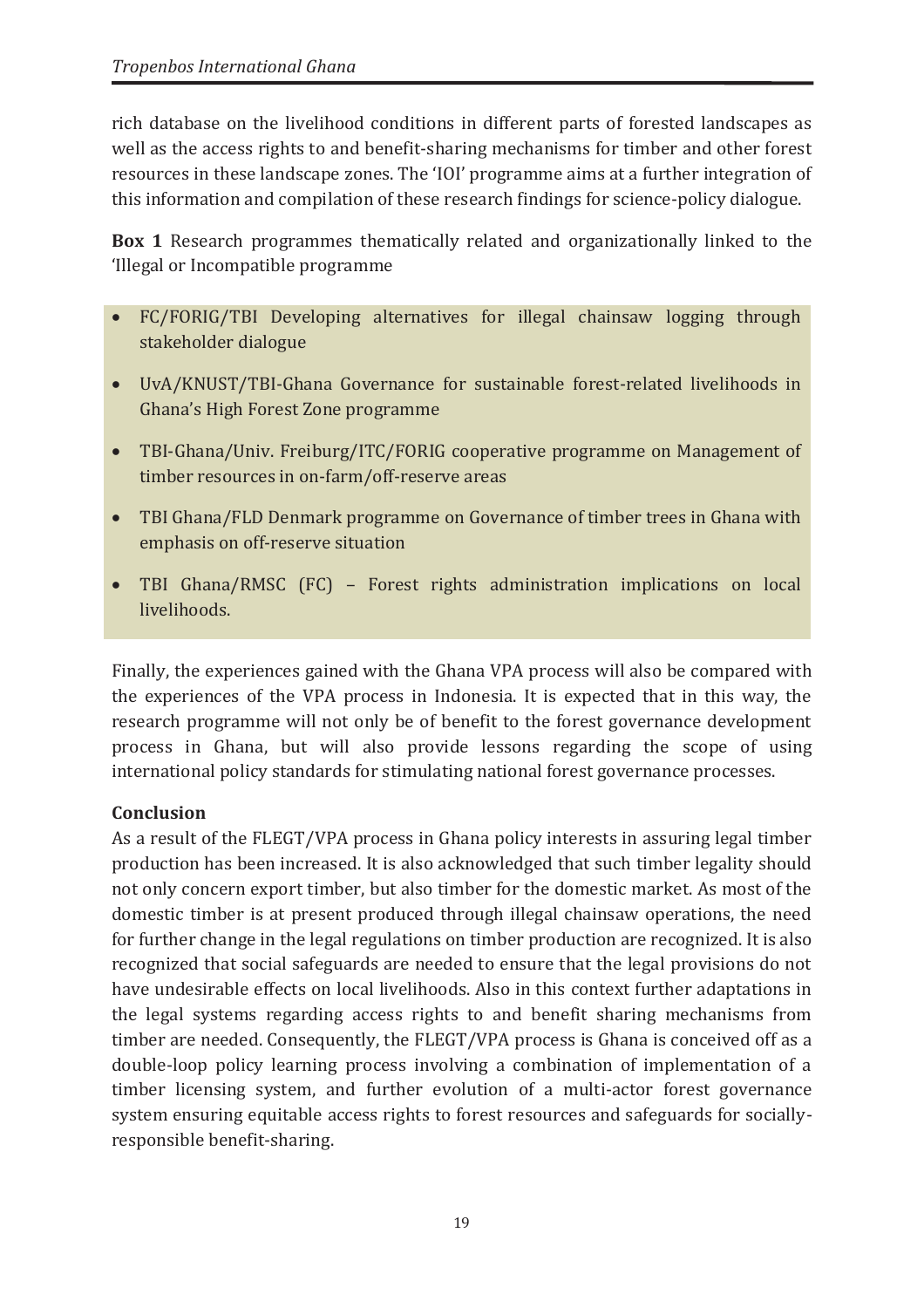rich database on the livelihood conditions in different parts of forested landscapes as well as the access rights to and benefit-sharing mechanisms for timber and other forest resources in these landscape zones. The 'IOI' programme aims at a further integration of this information and compilation of these research findings for science-policy dialogue.

**Box 1** Research programmes thematically related and organizationally linked to the 'Illegal or Incompatible programme

- FC/FORIG/TBI Developing alternatives for illegal chainsaw logging through stakeholder dialogue
- UvA/KNUST/TBI-Ghana Governance for sustainable forest-related livelihoods in Ghana's High Forest Zone programme
- TBI-Ghana/Univ. Freiburg/ITC/FORIG cooperative programme on Management of timber resources in on-farm/off-reserve areas
- TBI Ghana/FLD Denmark programme on Governance of timber trees in Ghana with emphasis on off-reserve situation
- TBI Ghana/RMSC (FC) – Forest rights administration implications on local livelihoods.

Finally, the experiences gained with the Ghana VPA process will also be compared with the experiences of the VPA process in Indonesia. It is expected that in this way, the research programme will not only be of benefit to the forest governance development process in Ghana, but will also provide lessons regarding the scope of using international policy standards for stimulating national forest governance processes.

**Conclusion**

As a result of the FLEGT/VPA process in Ghana policy interests in assuring legal timber production has been increased. It is also acknowledged that such timber legality should not only concern export timber, but also timber for the domestic market. As most of the domestic timber is at present produced through illegal chainsaw operations, the need for further change in the legal regulations on timber production are recognized. It is also recognized that social safeguards are needed to ensure that the legal provisions do not have undesirable effects on local livelihoods. Also in this context further adaptations in the legal systems regarding access rights to and benefit sharing mechanisms from timber are needed. Consequently, the FLEGT/VPA process is Ghana is conceived off as a double-loop policy learning process involving a combination of implementation of a timber licensing system, and further evolution of a multi-actor forest governance system ensuring equitable access rights to forest resources and safeguards for socially-responsible benefit-sharing.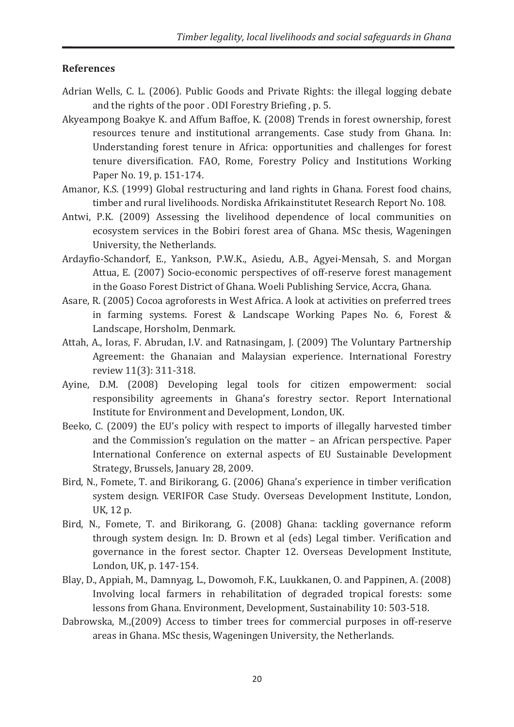### References

Adrian Wells, C. L. (2006). Public Goods and Private Rights: the illegal logging debate and the rights of the poor . ODI Forestry Briefing , p. 5.

Akyeampong Boakye K. and Affum Baffoe, K. (2008) Trends in forest ownership, forest resources tenure and institutional arrangements. Case study from Ghana. In: Understanding forest tenure in Africa: opportunities and challenges for forest tenure diversification. FAO, Rome, Forestry Policy and Institutions Working Paper No. 19, p. 151-174.

Amanor, K.S. (1999) Global restructuring and land rights in Ghana. Forest food chains, timber and rural livelihoods. Nordiska Afrikainstitutet Research Report No. 108.

Antwi, P.K. (2009) Assessing the livelihood dependence of local communities on ecosystem services in the Bobiri forest area of Ghana. MSc thesis, Wageningen University, the Netherlands.

Ardayfio-Schandorf, E., Yankson, P.W.K., Asiedu, A.B., Agyei-Mensah, S. and Morgan Attua, E. (2007) Socio-economic perspectives of off-reserve forest management in the Goaso Forest District of Ghana. Woeli Publishing Service, Accra, Ghana.

Asare, R. (2005) Cocoa agroforests in West Africa. A look at activities on preferred trees in farming systems. Forest & Landscape Working Papes No. 6, Forest & Landscape, Horsholm, Denmark.

Attah, A., Ioras, F. Abrudan, I.V. and Ratnasingam, J. (2009) The Voluntary Partnership Agreement: the Ghanaian and Malaysian experience. International Forestry review 11(3): 311-318.

Ayine, D.M. (2008) Developing legal tools for citizen empowerment: social responsibility agreements in Ghana's forestry sector. Report International Institute for Environment and Development, London, UK.

Beeko, C. (2009) the EU's policy with respect to imports of illegally harvested timber and the Commission's regulation on the matter – an African perspective. Paper International Conference on external aspects of EU Sustainable Development Strategy, Brussels, January 28, 2009.

Bird, N., Fomete, T. and Birikorang, G. (2006) Ghana's experience in timber verification system design. VERIFOR Case Study. Overseas Development Institute, London, UK, 12 p.

Bird, N., Fomete, T. and Birikorang, G. (2008) Ghana: tackling governance reform through system design. In: D. Brown et al (eds) Legal timber. Verification and governance in the forest sector. Chapter 12. Overseas Development Institute, London, UK, p. 147-154.

Blay, D., Appiah, M., Damnyag, L., Dowomoh, F.K., Luukkanen, O. and Pappinen, A. (2008) Involving local farmers in rehabilitation of degraded tropical forests: some lessons from Ghana. Environment, Development, Sustainability 10: 503-518.

Dabrowska, M.,(2009) Access to timber trees for commercial purposes in off-reserve areas in Ghana. MSc thesis, Wageningen University, the Netherlands.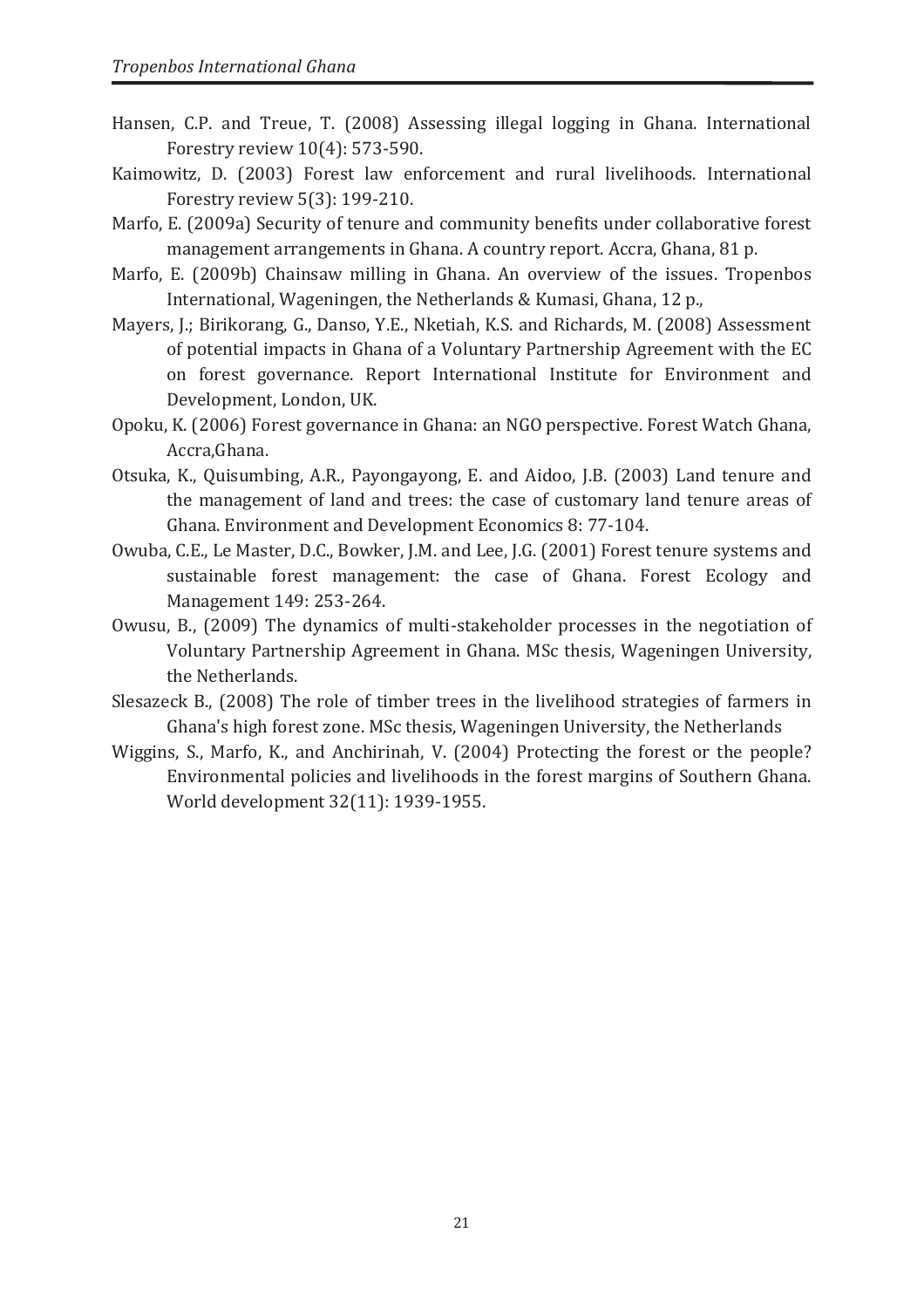Hansen, C.P. and Treue, T. (2008) Assessing illegal logging in Ghana. International Forestry review 10(4): 573-590.

Kaimowitz, D. (2003) Forest law enforcement and rural livelihoods. International Forestry review 5(3): 199-210.

Marfo, E. (2009a) Security of tenure and community benefits under collaborative forest management arrangements in Ghana. A country report. Accra, Ghana, 81 p.

Marfo, E. (2009b) Chainsaw milling in Ghana. An overview of the issues. Tropenbos International, Wageningen, the Netherlands & Kumasi, Ghana, 12 p.,

Mayers, J.; Birikorang, G., Danso, Y.E., Nketiah, K.S. and Richards, M. (2008) Assessment of potential impacts in Ghana of a Voluntary Partnership Agreement with the EC on forest governance. Report International Institute for Environment and Development, London, UK.

Opoku, K. (2006) Forest governance in Ghana: an NGO perspective. Forest Watch Ghana, Accra,Ghana.

Otsuka, K., Quisumbing, A.R., Payongayong, E. and Aidoo, J.B. (2003) Land tenure and the management of land and trees: the case of customary land tenure areas of Ghana. Environment and Development Economics 8: 77-104.

Owuba, C.E., Le Master, D.C., Bowker, J.M. and Lee, J.G. (2001) Forest tenure systems and sustainable forest management: the case of Ghana. Forest Ecology and Management 149: 253-264.

Owusu, B., (2009) The dynamics of multi-stakeholder processes in the negotiation of Voluntary Partnership Agreement in Ghana. MSc thesis, Wageningen University, the Netherlands.

Slesazeck B., (2008) The role of timber trees in the livelihood strategies of farmers in Ghana's high forest zone. MSc thesis, Wageningen University, the Netherlands

Wiggins, S., Marfo, K., and Anchirinah, V. (2004) Protecting the forest or the people? Environmental policies and livelihoods in the forest margins of Southern Ghana. World development 32(11): 1939-1955.